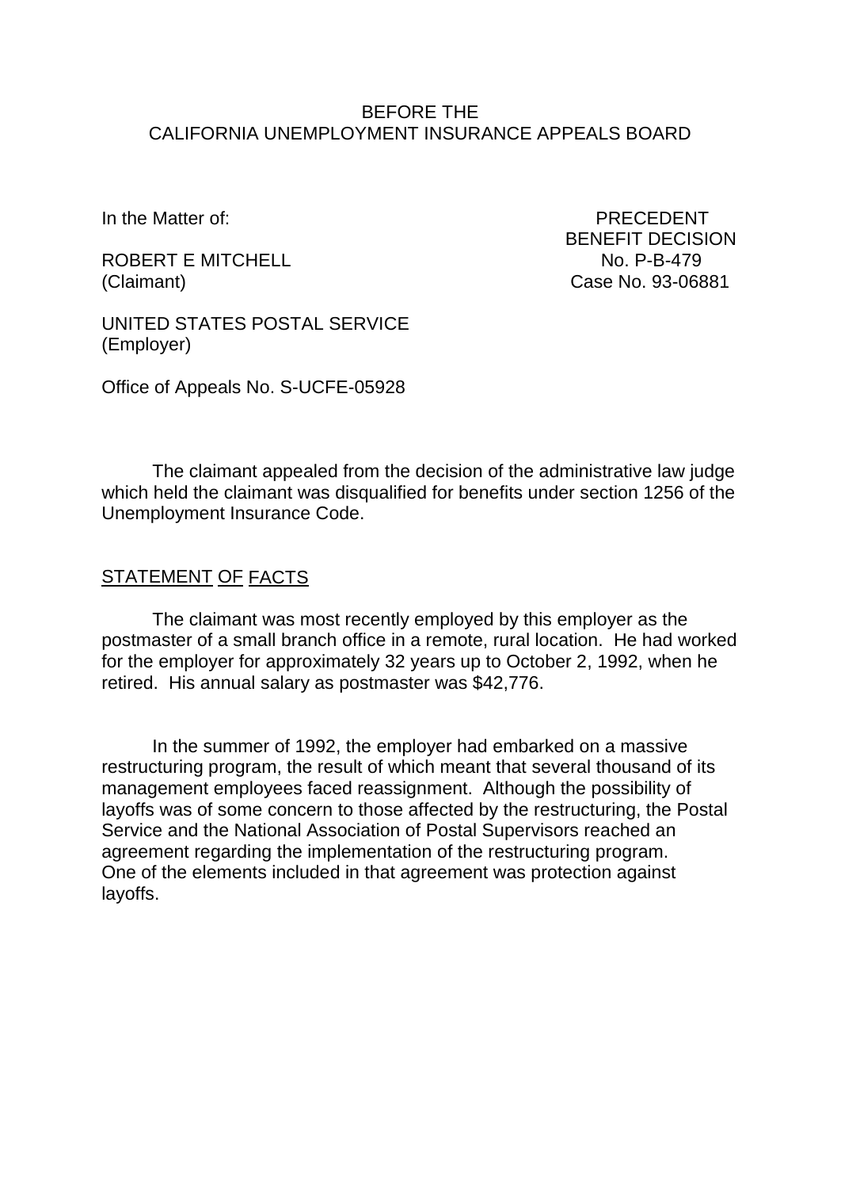BEFORE THE
CALIFORNIA UNEMPLOYMENT INSURANCE APPEALS BOARD

In the Matter of:

ROBERT E MITCHELL
(Claimant)

UNITED STATES POSTAL SERVICE
(Employer)

PRECEDENT
BENEFIT DECISION
No. P-B-479
Case No. 93-06881

Office of Appeals No. S-UCFE-05928

The claimant appealed from the decision of the administrative law judge which held the claimant was disqualified for benefits under section 1256 of the Unemployment Insurance Code.

## STATEMENT OF FACTS

The claimant was most recently employed by this employer as the postmaster of a small branch office in a remote, rural location. He had worked for the employer for approximately 32 years up to October 2, 1992, when he retired. His annual salary as postmaster was $42,776.

In the summer of 1992, the employer had embarked on a massive restructuring program, the result of which meant that several thousand of its management employees faced reassignment. Although the possibility of layoffs was of some concern to those affected by the restructuring, the Postal Service and the National Association of Postal Supervisors reached an agreement regarding the implementation of the restructuring program. One of the elements included in that agreement was protection against layoffs.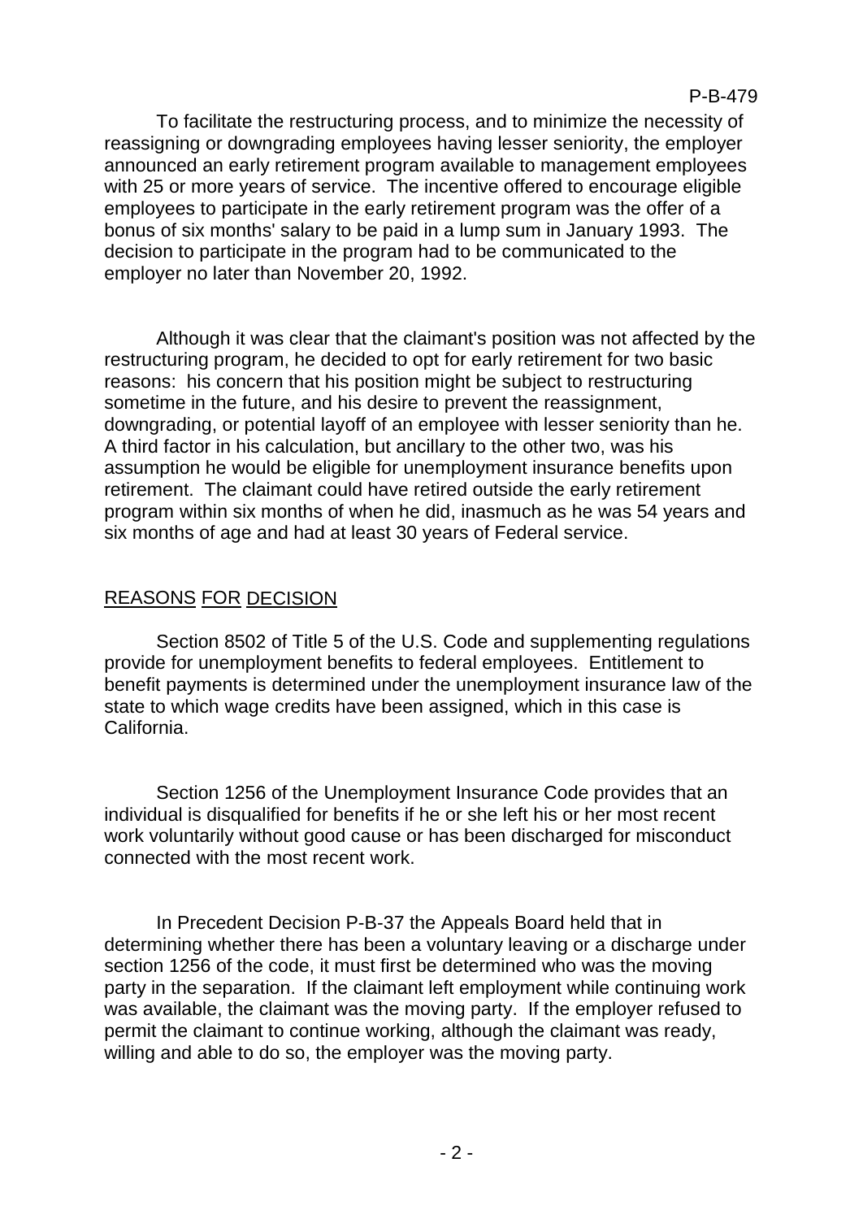To facilitate the restructuring process, and to minimize the necessity of reassigning or downgrading employees having lesser seniority, the employer announced an early retirement program available to management employees with 25 or more years of service. The incentive offered to encourage eligible employees to participate in the early retirement program was the offer of a bonus of six months' salary to be paid in a lump sum in January 1993. The decision to participate in the program had to be communicated to the employer no later than November 20, 1992.

Although it was clear that the claimant's position was not affected by the restructuring program, he decided to opt for early retirement for two basic reasons: his concern that his position might be subject to restructuring sometime in the future, and his desire to prevent the reassignment, downgrading, or potential layoff of an employee with lesser seniority than he. A third factor in his calculation, but ancillary to the other two, was his assumption he would be eligible for unemployment insurance benefits upon retirement. The claimant could have retired outside the early retirement program within six months of when he did, inasmuch as he was 54 years and six months of age and had at least 30 years of Federal service.

## REASONS FOR DECISION

Section 8502 of Title 5 of the U.S. Code and supplementing regulations provide for unemployment benefits to federal employees. Entitlement to benefit payments is determined under the unemployment insurance law of the state to which wage credits have been assigned, which in this case is California.

Section 1256 of the Unemployment Insurance Code provides that an individual is disqualified for benefits if he or she left his or her most recent work voluntarily without good cause or has been discharged for misconduct connected with the most recent work.

In Precedent Decision P-B-37 the Appeals Board held that in determining whether there has been a voluntary leaving or a discharge under section 1256 of the code, it must first be determined who was the moving party in the separation. If the claimant left employment while continuing work was available, the claimant was the moving party. If the employer refused to permit the claimant to continue working, although the claimant was ready, willing and able to do so, the employer was the moving party.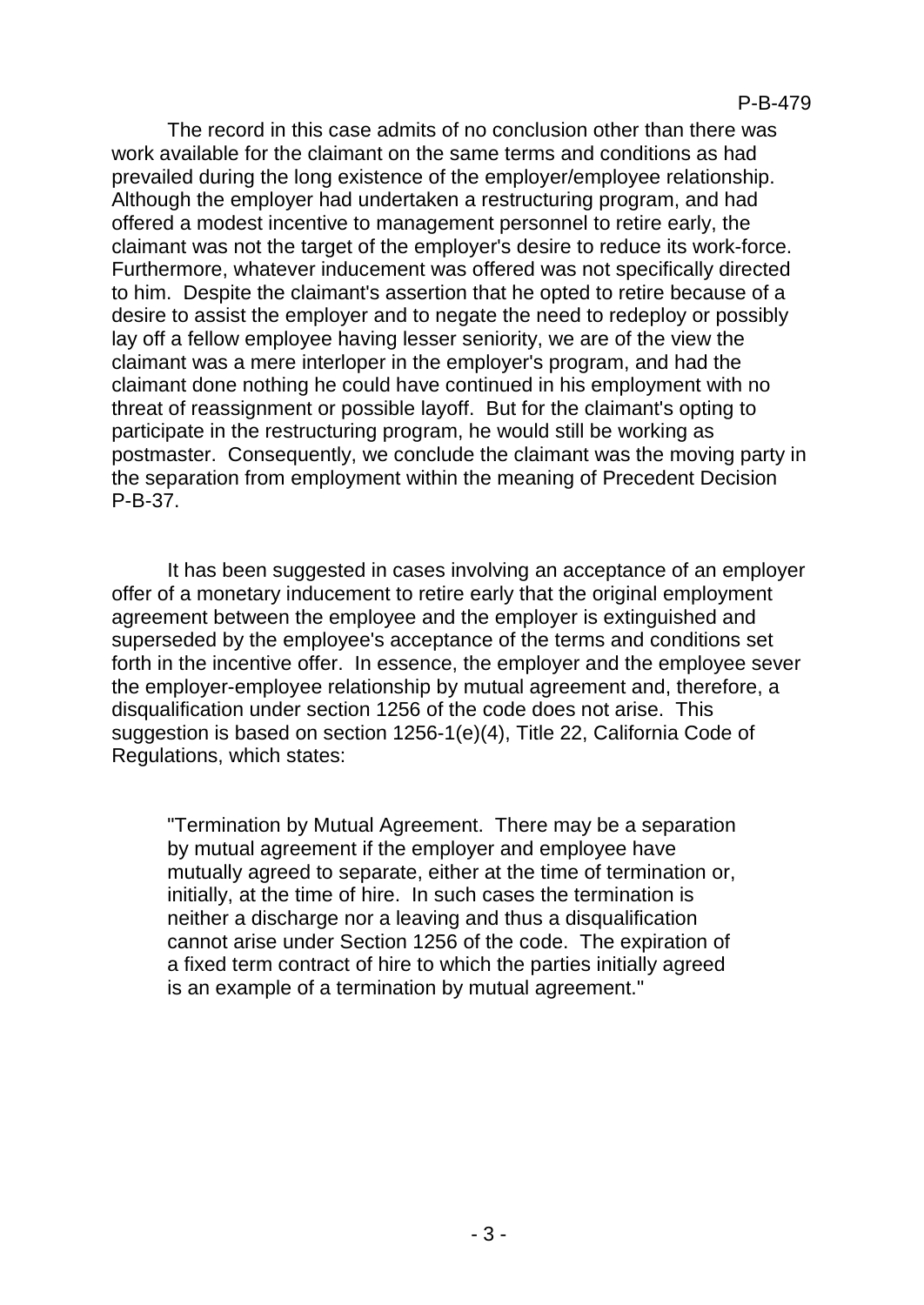The record in this case admits of no conclusion other than there was work available for the claimant on the same terms and conditions as had prevailed during the long existence of the employer/employee relationship. Although the employer had undertaken a restructuring program, and had offered a modest incentive to management personnel to retire early, the claimant was not the target of the employer's desire to reduce its work-force. Furthermore, whatever inducement was offered was not specifically directed to him. Despite the claimant's assertion that he opted to retire because of a desire to assist the employer and to negate the need to redeploy or possibly lay off a fellow employee having lesser seniority, we are of the view the claimant was a mere interloper in the employer's program, and had the claimant done nothing he could have continued in his employment with no threat of reassignment or possible layoff. But for the claimant's opting to participate in the restructuring program, he would still be working as postmaster. Consequently, we conclude the claimant was the moving party in the separation from employment within the meaning of Precedent Decision P-B-37.

It has been suggested in cases involving an acceptance of an employer offer of a monetary inducement to retire early that the original employment agreement between the employee and the employer is extinguished and superseded by the employee's acceptance of the terms and conditions set forth in the incentive offer. In essence, the employer and the employee sever the employer-employee relationship by mutual agreement and, therefore, a disqualification under section 1256 of the code does not arise. This suggestion is based on section 1256-1(e)(4), Title 22, California Code of Regulations, which states:

> "Termination by Mutual Agreement. There may be a separation by mutual agreement if the employer and employee have mutually agreed to separate, either at the time of termination or, initially, at the time of hire. In such cases the termination is neither a discharge nor a leaving and thus a disqualification cannot arise under Section 1256 of the code. The expiration of a fixed term contract of hire to which the parties initially agreed is an example of a termination by mutual agreement."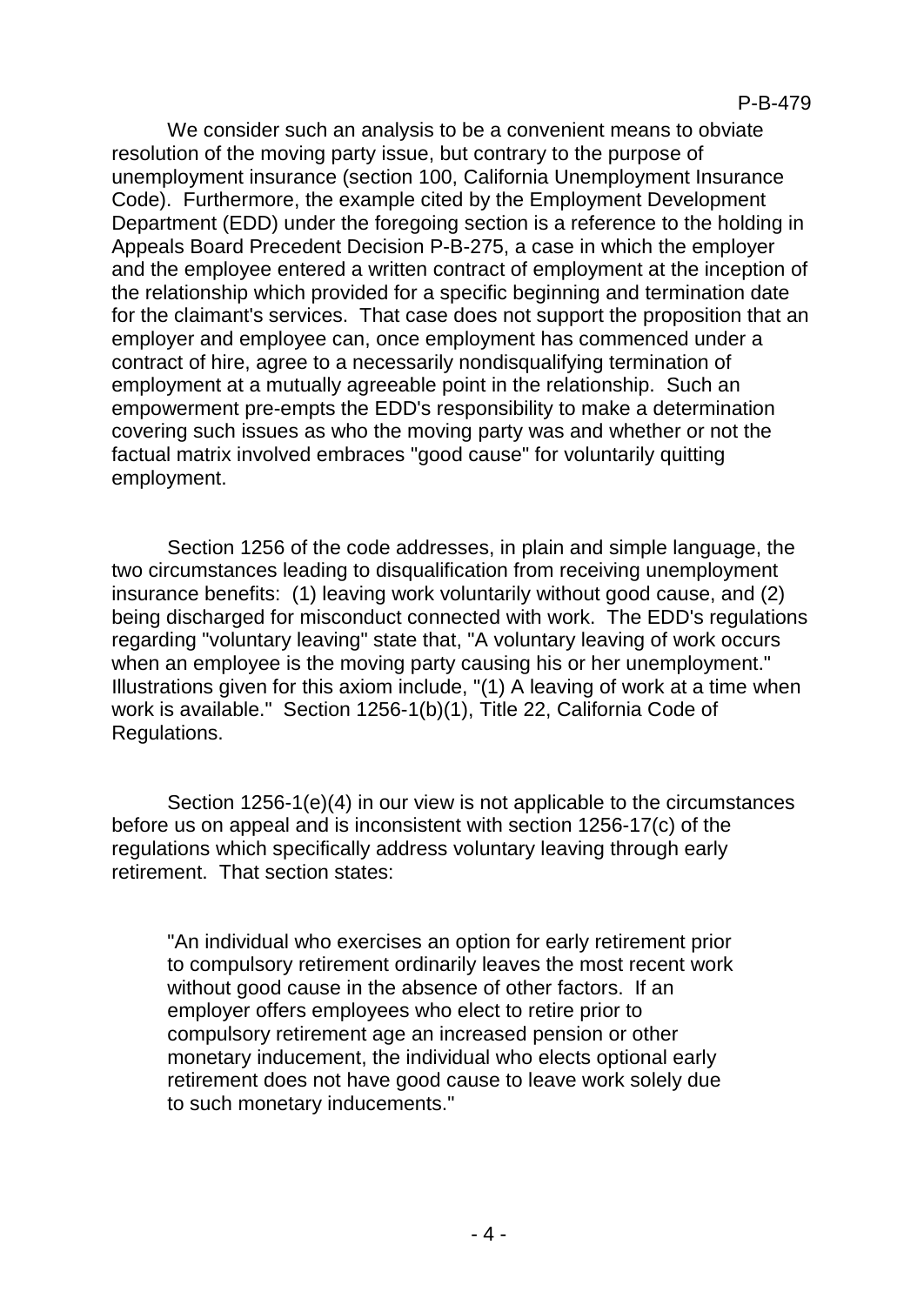We consider such an analysis to be a convenient means to obviate resolution of the moving party issue, but contrary to the purpose of unemployment insurance (section 100, California Unemployment Insurance Code). Furthermore, the example cited by the Employment Development Department (EDD) under the foregoing section is a reference to the holding in Appeals Board Precedent Decision P-B-275, a case in which the employer and the employee entered a written contract of employment at the inception of the relationship which provided for a specific beginning and termination date for the claimant's services. That case does not support the proposition that an employer and employee can, once employment has commenced under a contract of hire, agree to a necessarily nondisqualifying termination of employment at a mutually agreeable point in the relationship. Such an empowerment pre-empts the EDD's responsibility to make a determination covering such issues as who the moving party was and whether or not the factual matrix involved embraces "good cause" for voluntarily quitting employment.

Section 1256 of the code addresses, in plain and simple language, the two circumstances leading to disqualification from receiving unemployment insurance benefits: (1) leaving work voluntarily without good cause, and (2) being discharged for misconduct connected with work. The EDD's regulations regarding "voluntary leaving" state that, "A voluntary leaving of work occurs when an employee is the moving party causing his or her unemployment." Illustrations given for this axiom include, "(1) A leaving of work at a time when work is available." Section 1256-1(b)(1), Title 22, California Code of Regulations.

Section 1256-1(e)(4) in our view is not applicable to the circumstances before us on appeal and is inconsistent with section 1256-17(c) of the regulations which specifically address voluntary leaving through early retirement. That section states:

> "An individual who exercises an option for early retirement prior to compulsory retirement ordinarily leaves the most recent work without good cause in the absence of other factors. If an employer offers employees who elect to retire prior to compulsory retirement age an increased pension or other monetary inducement, the individual who elects optional early retirement does not have good cause to leave work solely due to such monetary inducements."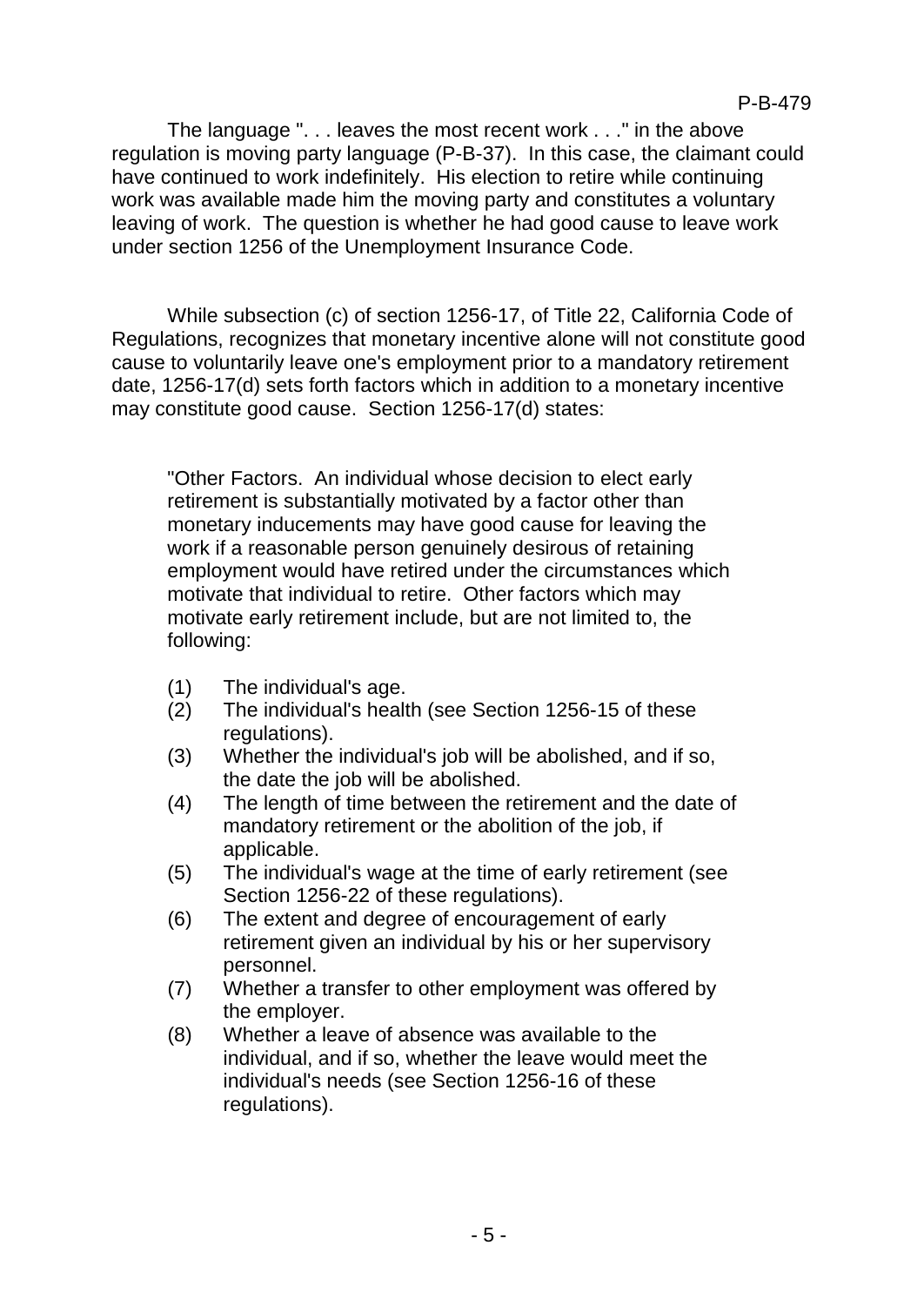The language ". . . leaves the most recent work . . ." in the above regulation is moving party language (P-B-37). In this case, the claimant could have continued to work indefinitely. His election to retire while continuing work was available made him the moving party and constitutes a voluntary leaving of work. The question is whether he had good cause to leave work under section 1256 of the Unemployment Insurance Code.

While subsection (c) of section 1256-17, of Title 22, California Code of Regulations, recognizes that monetary incentive alone will not constitute good cause to voluntarily leave one's employment prior to a mandatory retirement date, 1256-17(d) sets forth factors which in addition to a monetary incentive may constitute good cause. Section 1256-17(d) states:

> "Other Factors. An individual whose decision to elect early retirement is substantially motivated by a factor other than monetary inducements may have good cause for leaving the work if a reasonable person genuinely desirous of retaining employment would have retired under the circumstances which motivate that individual to retire. Other factors which may motivate early retirement include, but are not limited to, the following:
>
> (1) The individual's age.
> (2) The individual's health (see Section 1256-15 of these regulations).
> (3) Whether the individual's job will be abolished, and if so, the date the job will be abolished.
> (4) The length of time between the retirement and the date of mandatory retirement or the abolition of the job, if applicable.
> (5) The individual's wage at the time of early retirement (see Section 1256-22 of these regulations).
> (6) The extent and degree of encouragement of early retirement given an individual by his or her supervisory personnel.
> (7) Whether a transfer to other employment was offered by the employer.
> (8) Whether a leave of absence was available to the individual, and if so, whether the leave would meet the individual's needs (see Section 1256-16 of these regulations).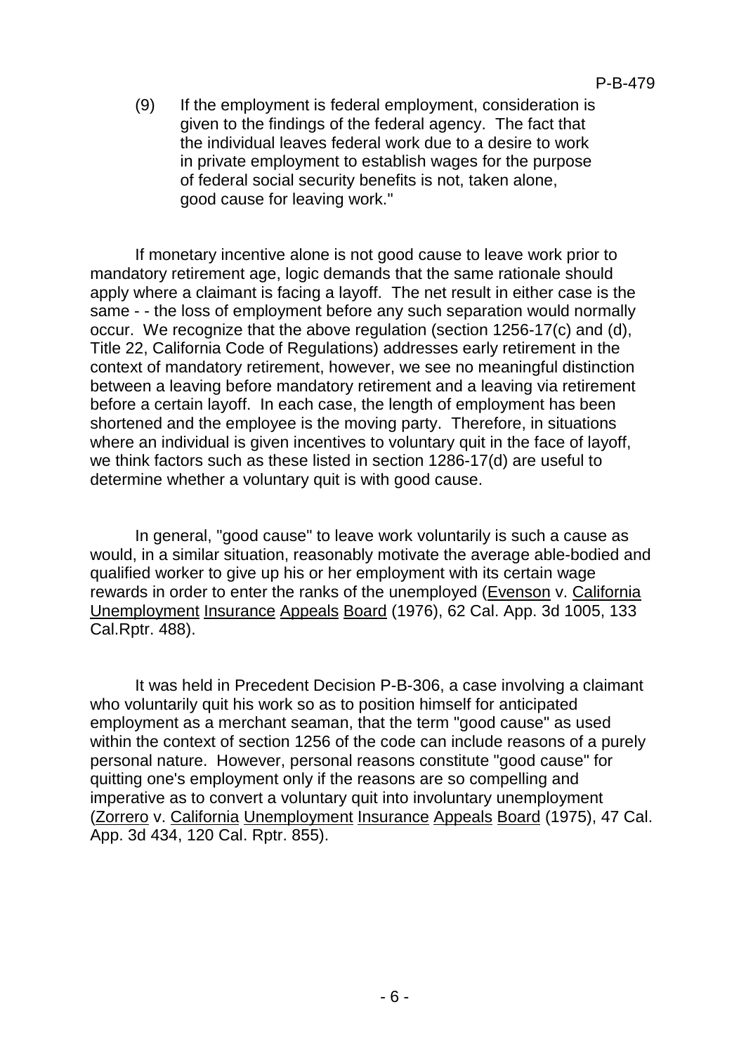(9) If the employment is federal employment, consideration is given to the findings of the federal agency. The fact that the individual leaves federal work due to a desire to work in private employment to establish wages for the purpose of federal social security benefits is not, taken alone, good cause for leaving work."

If monetary incentive alone is not good cause to leave work prior to mandatory retirement age, logic demands that the same rationale should apply where a claimant is facing a layoff. The net result in either case is the same - - the loss of employment before any such separation would normally occur. We recognize that the above regulation (section 1256-17(c) and (d), Title 22, California Code of Regulations) addresses early retirement in the context of mandatory retirement, however, we see no meaningful distinction between a leaving before mandatory retirement and a leaving via retirement before a certain layoff. In each case, the length of employment has been shortened and the employee is the moving party. Therefore, in situations where an individual is given incentives to voluntary quit in the face of layoff, we think factors such as these listed in section 1286-17(d) are useful to determine whether a voluntary quit is with good cause.

In general, "good cause" to leave work voluntarily is such a cause as would, in a similar situation, reasonably motivate the average able-bodied and qualified worker to give up his or her employment with its certain wage rewards in order to enter the ranks of the unemployed (Evenson v. California Unemployment Insurance Appeals Board (1976), 62 Cal. App. 3d 1005, 133 Cal.Rptr. 488).

It was held in Precedent Decision P-B-306, a case involving a claimant who voluntarily quit his work so as to position himself for anticipated employment as a merchant seaman, that the term "good cause" as used within the context of section 1256 of the code can include reasons of a purely personal nature. However, personal reasons constitute "good cause" for quitting one's employment only if the reasons are so compelling and imperative as to convert a voluntary quit into involuntary unemployment (Zorrero v. California Unemployment Insurance Appeals Board (1975), 47 Cal. App. 3d 434, 120 Cal. Rptr. 855).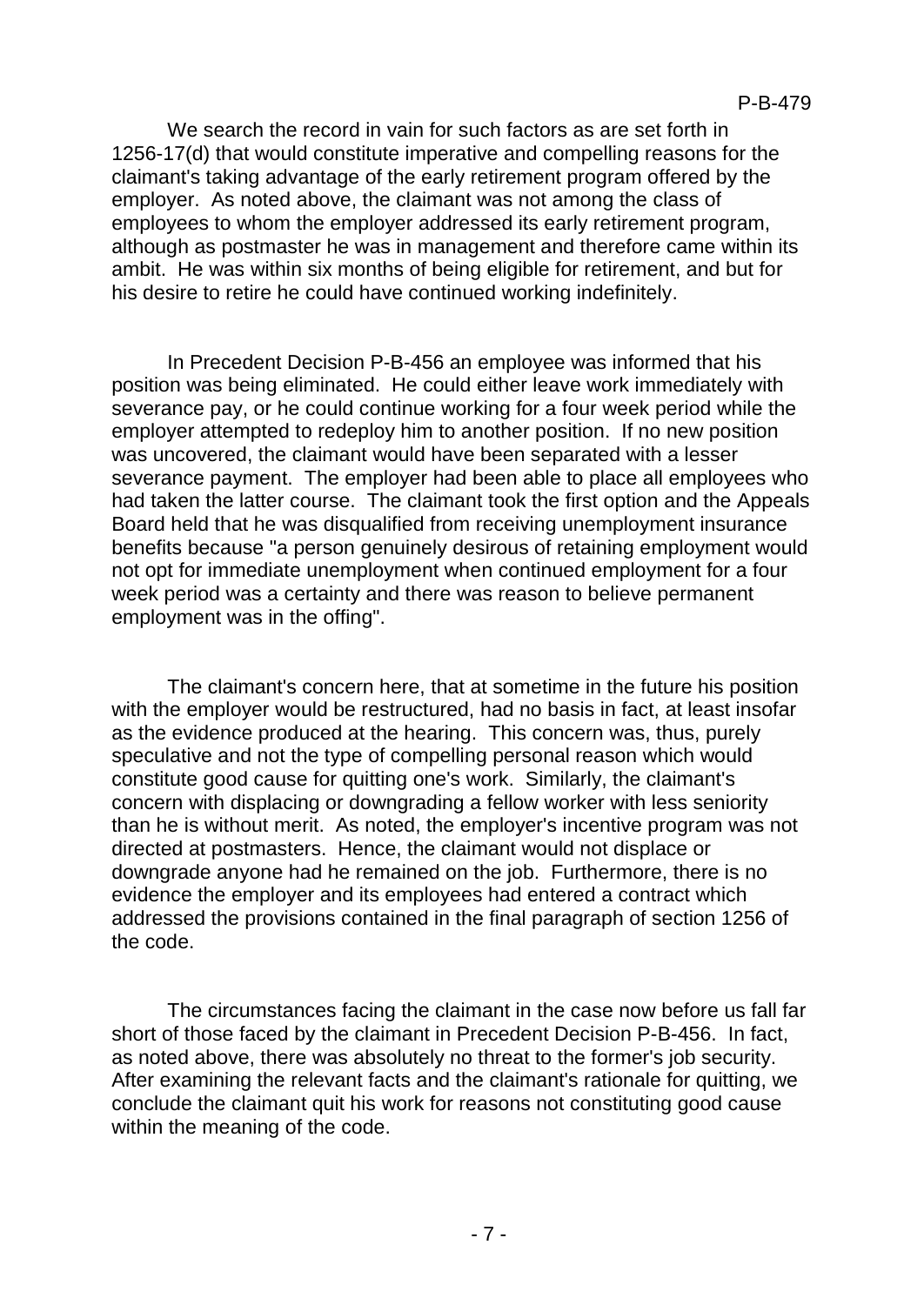We search the record in vain for such factors as are set forth in 1256-17(d) that would constitute imperative and compelling reasons for the claimant's taking advantage of the early retirement program offered by the employer. As noted above, the claimant was not among the class of employees to whom the employer addressed its early retirement program, although as postmaster he was in management and therefore came within its ambit. He was within six months of being eligible for retirement, and but for his desire to retire he could have continued working indefinitely.

In Precedent Decision P-B-456 an employee was informed that his position was being eliminated. He could either leave work immediately with severance pay, or he could continue working for a four week period while the employer attempted to redeploy him to another position. If no new position was uncovered, the claimant would have been separated with a lesser severance payment. The employer had been able to place all employees who had taken the latter course. The claimant took the first option and the Appeals Board held that he was disqualified from receiving unemployment insurance benefits because "a person genuinely desirous of retaining employment would not opt for immediate unemployment when continued employment for a four week period was a certainty and there was reason to believe permanent employment was in the offing".

The claimant's concern here, that at sometime in the future his position with the employer would be restructured, had no basis in fact, at least insofar as the evidence produced at the hearing. This concern was, thus, purely speculative and not the type of compelling personal reason which would constitute good cause for quitting one's work. Similarly, the claimant's concern with displacing or downgrading a fellow worker with less seniority than he is without merit. As noted, the employer's incentive program was not directed at postmasters. Hence, the claimant would not displace or downgrade anyone had he remained on the job. Furthermore, there is no evidence the employer and its employees had entered a contract which addressed the provisions contained in the final paragraph of section 1256 of the code.

The circumstances facing the claimant in the case now before us fall far short of those faced by the claimant in Precedent Decision P-B-456. In fact, as noted above, there was absolutely no threat to the former's job security. After examining the relevant facts and the claimant's rationale for quitting, we conclude the claimant quit his work for reasons not constituting good cause within the meaning of the code.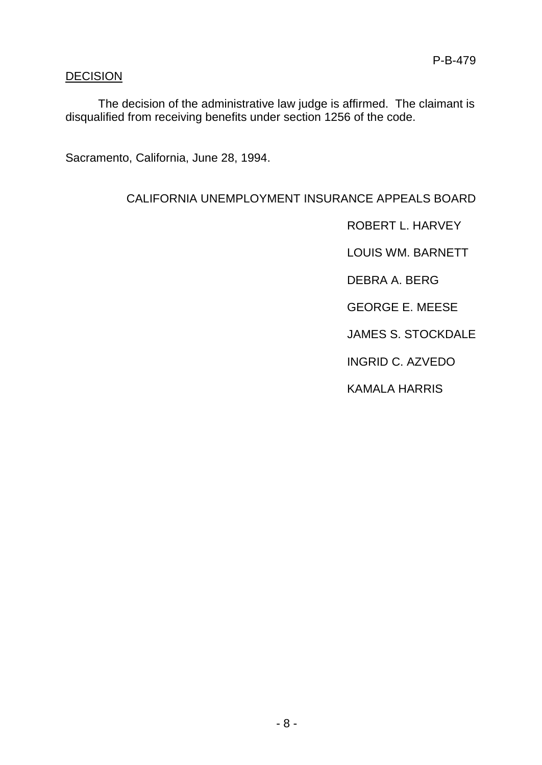P-B-479

DECISION

The decision of the administrative law judge is affirmed. The claimant is disqualified from receiving benefits under section 1256 of the code.

Sacramento, California, June 28, 1994.

CALIFORNIA UNEMPLOYMENT INSURANCE APPEALS BOARD

ROBERT L. HARVEY

LOUIS WM. BARNETT

DEBRA A. BERG

GEORGE E. MEESE

JAMES S. STOCKDALE

INGRID C. AZVEDO

KAMALA HARRIS